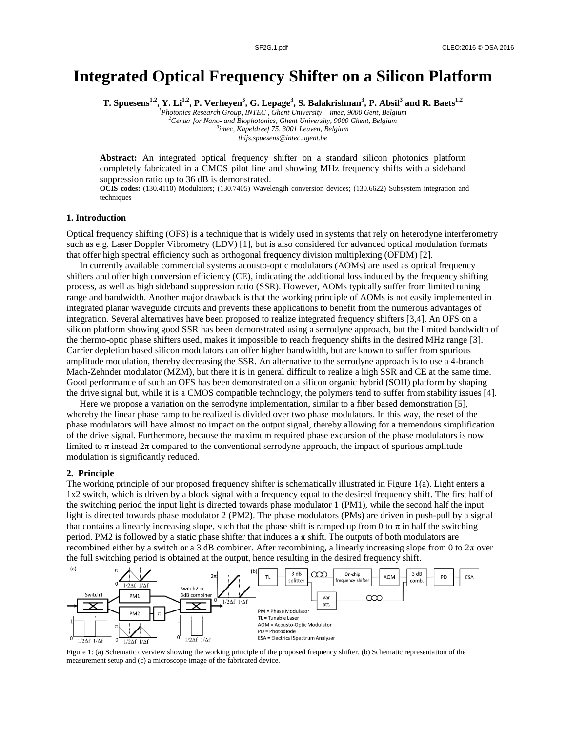# Integrated Optical Frequency Shifter on a Silicon Platform

**T. Spuesens[1,2], Y. Li[1,2], P. Verheyen[3], G. Lepage[3], S. Balakrishnan[3], P. Absil[3] and R. Baets[1,2]**

*[1]Photonics Research Group, INTEC , Ghent University – imec, 9000 Gent, Belgium*
*[2]Center for Nano- and Biophotonics, Ghent University, 9000 Ghent, Belgium*
*[3]imec, Kapeldreef 75, 3001 Leuven, Belgium*
*thijs.spuesens@intec.ugent.be*

**Abstract:** An integrated optical frequency shifter on a standard silicon photonics platform completely fabricated in a CMOS pilot line and showing MHz frequency shifts with a sideband suppression ratio up to 36 dB is demonstrated.

**OCIS codes:** (130.4110) Modulators; (130.7405) Wavelength conversion devices; (130.6622) Subsystem integration and techniques

## 1. Introduction

Optical frequency shifting (OFS) is a technique that is widely used in systems that rely on heterodyne interferometry such as e.g. Laser Doppler Vibrometry (LDV) [1], but is also considered for advanced optical modulation formats that offer high spectral efficiency such as orthogonal frequency division multiplexing (OFDM) [2].

In currently available commercial systems acousto-optic modulators (AOMs) are used as optical frequency shifters and offer high conversion efficiency (CE), indicating the additional loss induced by the frequency shifting process, as well as high sideband suppression ratio (SSR). However, AOMs typically suffer from limited tuning range and bandwidth. Another major drawback is that the working principle of AOMs is not easily implemented in integrated planar waveguide circuits and prevents these applications to benefit from the numerous advantages of integration. Several alternatives have been proposed to realize integrated frequency shifters [3,4]. An OFS on a silicon platform showing good SSR has been demonstrated using a serrodyne approach, but the limited bandwidth of the thermo-optic phase shifters used, makes it impossible to reach frequency shifts in the desired MHz range [3]. Carrier depletion based silicon modulators can offer higher bandwidth, but are known to suffer from spurious amplitude modulation, thereby decreasing the SSR. An alternative to the serrodyne approach is to use a 4-branch Mach-Zehnder modulator (MZM), but there it is in general difficult to realize a high SSR and CE at the same time. Good performance of such an OFS has been demonstrated on a silicon organic hybrid (SOH) platform by shaping the drive signal but, while it is a CMOS compatible technology, the polymers tend to suffer from stability issues [4].

Here we propose a variation on the serrodyne implementation, similar to a fiber based demonstration [5], whereby the linear phase ramp to be realized is divided over two phase modulators. In this way, the reset of the phase modulators will have almost no impact on the output signal, thereby allowing for a tremendous simplification of the drive signal. Furthermore, because the maximum required phase excursion of the phase modulators is now limited to $\pi$ instead $2\pi$ compared to the conventional serrodyne approach, the impact of spurious amplitude modulation is significantly reduced.

## 2. Principle

The working principle of our proposed frequency shifter is schematically illustrated in Figure 1(a). Light enters a 1x2 switch, which is driven by a block signal with a frequency equal to the desired frequency shift. The first half of the switching period the input light is directed towards phase modulator 1 (PM1), while the second half the input light is directed towards phase modulator 2 (PM2). The phase modulators (PMs) are driven in push-pull by a signal that contains a linearly increasing slope, such that the phase shift is ramped up from 0 to $\pi$ in half the switching period. PM2 is followed by a static phase shifter that induces a $\pi$ shift. The outputs of both modulators are recombined either by a switch or a 3 dB combiner. After recombining, a linearly increasing slope from 0 to $2\pi$ over the full switching period is obtained at the output, hence resulting in the desired frequency shift.

Figure 1: (a) Schematic overview showing the working principle of the proposed frequency shifter. (b) Schematic representation of the measurement setup and (c) a microscope image of the fabricated device.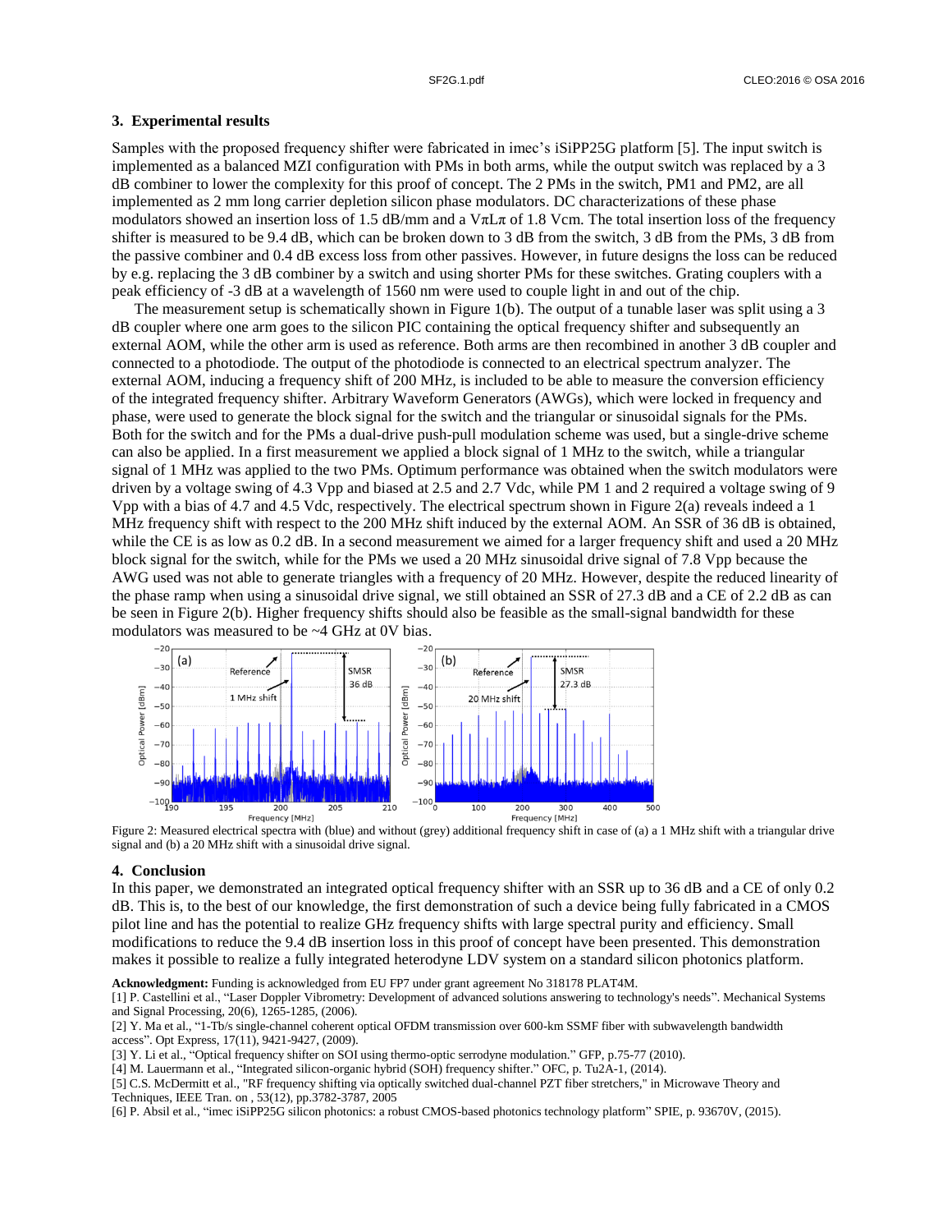## 3. Experimental results

Samples with the proposed frequency shifter were fabricated in imec's iSiPP25G platform [5]. The input switch is implemented as a balanced MZI configuration with PMs in both arms, while the output switch was replaced by a 3 dB combiner to lower the complexity for this proof of concept. The 2 PMs in the switch, PM1 and PM2, are all implemented as 2 mm long carrier depletion silicon phase modulators. DC characterizations of these phase modulators showed an insertion loss of 1.5 dB/mm and a $V\pi L\pi$ of 1.8 Vcm. The total insertion loss of the frequency shifter is measured to be 9.4 dB, which can be broken down to 3 dB from the switch, 3 dB from the PMs, 3 dB from the passive combiner and 0.4 dB excess loss from other passives. However, in future designs the loss can be reduced by e.g. replacing the 3 dB combiner by a switch and using shorter PMs for these switches. Grating couplers with a peak efficiency of -3 dB at a wavelength of 1560 nm were used to couple light in and out of the chip.

The measurement setup is schematically shown in Figure 1(b). The output of a tunable laser was split using a 3 dB coupler where one arm goes to the silicon PIC containing the optical frequency shifter and subsequently an external AOM, while the other arm is used as reference. Both arms are then recombined in another 3 dB coupler and connected to a photodiode. The output of the photodiode is connected to an electrical spectrum analyzer. The external AOM, inducing a frequency shift of 200 MHz, is included to be able to measure the conversion efficiency of the integrated frequency shifter. Arbitrary Waveform Generators (AWGs), which were locked in frequency and phase, were used to generate the block signal for the switch and the triangular or sinusoidal signals for the PMs. Both for the switch and for the PMs a dual-drive push-pull modulation scheme was used, but a single-drive scheme can also be applied. In a first measurement we applied a block signal of 1 MHz to the switch, while a triangular signal of 1 MHz was applied to the two PMs. Optimum performance was obtained when the switch modulators were driven by a voltage swing of 4.3 Vpp and biased at 2.5 and 2.7 Vdc, while PM 1 and 2 required a voltage swing of 9 Vpp with a bias of 4.7 and 4.5 Vdc, respectively. The electrical spectrum shown in Figure 2(a) reveals indeed a 1 MHz frequency shift with respect to the 200 MHz shift induced by the external AOM. An SSR of 36 dB is obtained, while the CE is as low as 0.2 dB. In a second measurement we aimed for a larger frequency shift and used a 20 MHz block signal for the switch, while for the PMs we used a 20 MHz sinusoidal drive signal of 7.8 Vpp because the AWG used was not able to generate triangles with a frequency of 20 MHz. However, despite the reduced linearity of the phase ramp when using a sinusoidal drive signal, we still obtained an SSR of 27.3 dB and a CE of 2.2 dB as can be seen in Figure 2(b). Higher frequency shifts should also be feasible as the small-signal bandwidth for these modulators was measured to be ~4 GHz at 0V bias.

(a)
Reference
1 MHz shift
SMSR
36 dB
Optical Power [dBm]
Frequency [MHz]

(b)
Reference
20 MHz shift
SMSR
27.3 dB
Optical Power [dBm]
Frequency [MHz]

Figure 2: Measured electrical spectra with (blue) and without (grey) additional frequency shift in case of (a) a 1 MHz shift with a triangular drive signal and (b) a 20 MHz shift with a sinusoidal drive signal.

## 4. Conclusion

In this paper, we demonstrated an integrated optical frequency shifter with an SSR up to 36 dB and a CE of only 0.2 dB. This is, to the best of our knowledge, the first demonstration of such a device being fully fabricated in a CMOS pilot line and has the potential to realize GHz frequency shifts with large spectral purity and efficiency. Small modifications to reduce the 9.4 dB insertion loss in this proof of concept have been presented. This demonstration makes it possible to realize a fully integrated heterodyne LDV system on a standard silicon photonics platform.

**Acknowledgment:** Funding is acknowledged from EU FP7 under grant agreement No 318178 PLAT4M.

[1] P. Castellini et al., "Laser Doppler Vibrometry: Development of advanced solutions answering to technology's needs". Mechanical Systems and Signal Processing, 20(6), 1265-1285, (2006).

[2] Y. Ma et al., "1-Tb/s single-channel coherent optical OFDM transmission over 600-km SSMF fiber with subwavelength bandwidth access". Opt Express, 17(11), 9421-9427, (2009).

[3] Y. Li et al., "Optical frequency shifter on SOI using thermo-optic serrodyne modulation." GFP, p.75-77 (2010).

[4] M. Lauermann et al., "Integrated silicon-organic hybrid (SOH) frequency shifter." OFC, p. Tu2A-1, (2014).

[5] C.S. McDermitt et al., "RF frequency shifting via optically switched dual-channel PZT fiber stretchers," in Microwave Theory and Techniques, IEEE Tran. on , 53(12), pp.3782-3787, 2005

[6] P. Absil et al., "imec iSiPP25G silicon photonics: a robust CMOS-based photonics technology platform" SPIE, p. 93670V, (2015).